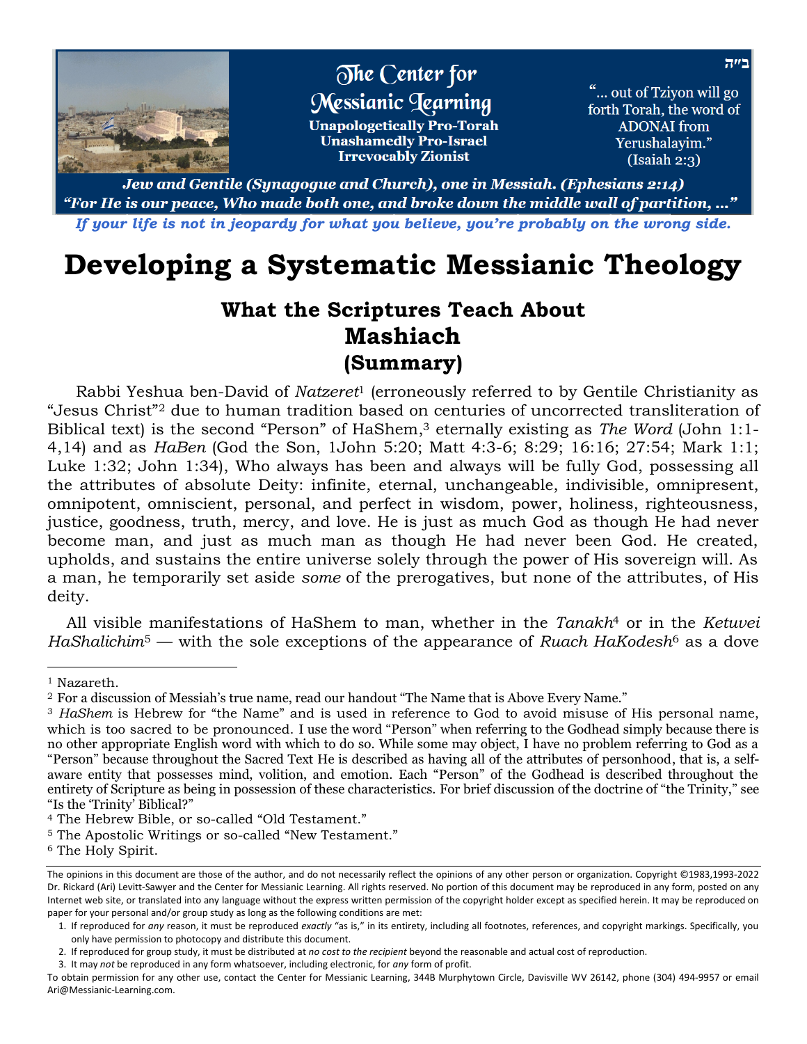ב״ה

The Center for Messianic Learning

**Unapologetically Pro-Torah**
**Unashamedly Pro-Israel**
**Irrevocably Zionist**

"... out of Tziyon will go forth Torah, the word of ADONAI from Yerushalayim." (Isaiah 2:3)

***Jew and Gentile (Synagogue and Church), one in Messiah. (Ephesians 2:14)***
***"For He is our peace, Who made both one, and broke down the middle wall of partition, ..."***

***If your life is not in jeopardy for what you believe, you're probably on the wrong side.***

# Developing a Systematic Messianic Theology

## What the Scriptures Teach About Mashiach (Summary)

Rabbi Yeshua ben-David of *Natzeret*[1] (erroneously referred to by Gentile Christianity as "Jesus Christ"[2] due to human tradition based on centuries of uncorrected transliteration of Biblical text) is the second "Person" of HaShem,[3] eternally existing as *The Word* (John 1:1-4,14) and as *HaBen* (God the Son, 1John 5:20; Matt 4:3-6; 8:29; 16:16; 27:54; Mark 1:1; Luke 1:32; John 1:34), Who always has been and always will be fully God, possessing all the attributes of absolute Deity: infinite, eternal, unchangeable, indivisible, omnipresent, omnipotent, omniscient, personal, and perfect in wisdom, power, holiness, righteousness, justice, goodness, truth, mercy, and love. He is just as much God as though He had never become man, and just as much man as though He had never been God. He created, upholds, and sustains the entire universe solely through the power of His sovereign will. As a man, he temporarily set aside *some* of the prerogatives, but none of the attributes, of His deity.

All visible manifestations of HaShem to man, whether in the *Tanakh*[4] or in the *Ketuvei HaShalichim*[5] — with the sole exceptions of the appearance of *Ruach HaKodesh*[6] as a dove

---

[1] Nazareth.

[2] For a discussion of Messiah's true name, read our handout "The Name that is Above Every Name."

[3] *HaShem* is Hebrew for "the Name" and is used in reference to God to avoid misuse of His personal name, which is too sacred to be pronounced. I use the word "Person" when referring to the Godhead simply because there is no other appropriate English word with which to do so. While some may object, I have no problem referring to God as a "Person" because throughout the Sacred Text He is described as having all of the attributes of personhood, that is, a self-aware entity that possesses mind, volition, and emotion. Each "Person" of the Godhead is described throughout the entirety of Scripture as being in possession of these characteristics. For brief discussion of the doctrine of "the Trinity," see "Is the 'Trinity' Biblical?"

[4] The Hebrew Bible, or so-called "Old Testament."

[5] The Apostolic Writings or so-called "New Testament."

[6] The Holy Spirit.

---

The opinions in this document are those of the author, and do not necessarily reflect the opinions of any other person or organization. Copyright ©1983,1993-2022 Dr. Rickard (Ari) Levitt-Sawyer and the Center for Messianic Learning. All rights reserved. No portion of this document may be reproduced in any form, posted on any Internet web site, or translated into any language without the express written permission of the copyright holder except as specified herein. It may be reproduced on paper for your personal and/or group study as long as the following conditions are met:

1. If reproduced for *any* reason, it must be reproduced *exactly* "as is," in its entirety, including all footnotes, references, and copyright markings. Specifically, you only have permission to photocopy and distribute this document.
2. If reproduced for group study, it must be distributed at *no cost to the recipient* beyond the reasonable and actual cost of reproduction.
3. It may *not* be reproduced in any form whatsoever, including electronic, for *any* form of profit.

To obtain permission for any other use, contact the Center for Messianic Learning, 344B Murphytown Circle, Davisville WV 26142, phone (304) 494-9957 or email Ari@Messianic-Learning.com.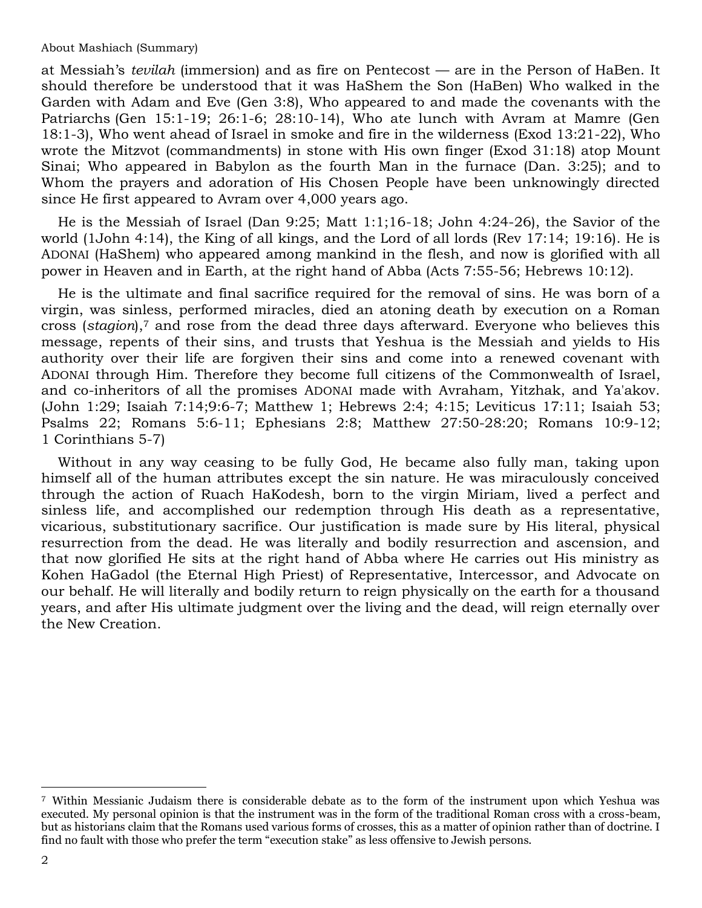at Messiah's *tevilah* (immersion) and as fire on Pentecost — are in the Person of HaBen. It should therefore be understood that it was HaShem the Son (HaBen) Who walked in the Garden with Adam and Eve (Gen 3:8), Who appeared to and made the covenants with the Patriarchs (Gen 15:1-19; 26:1-6; 28:10-14), Who ate lunch with Avram at Mamre (Gen 18:1-3), Who went ahead of Israel in smoke and fire in the wilderness (Exod 13:21-22), Who wrote the Mitzvot (commandments) in stone with His own finger (Exod 31:18) atop Mount Sinai; Who appeared in Babylon as the fourth Man in the furnace (Dan. 3:25); and to Whom the prayers and adoration of His Chosen People have been unknowingly directed since He first appeared to Avram over 4,000 years ago.

He is the Messiah of Israel (Dan 9:25; Matt 1:1;16-18; John 4:24-26), the Savior of the world (1John 4:14), the King of all kings, and the Lord of all lords (Rev 17:14; 19:16). He is ADONAI (HaShem) who appeared among mankind in the flesh, and now is glorified with all power in Heaven and in Earth, at the right hand of Abba (Acts 7:55-56; Hebrews 10:12).

He is the ultimate and final sacrifice required for the removal of sins. He was born of a virgin, was sinless, performed miracles, died an atoning death by execution on a Roman cross (*stagion*),[7] and rose from the dead three days afterward. Everyone who believes this message, repents of their sins, and trusts that Yeshua is the Messiah and yields to His authority over their life are forgiven their sins and come into a renewed covenant with ADONAI through Him. Therefore they become full citizens of the Commonwealth of Israel, and co-inheritors of all the promises ADONAI made with Avraham, Yitzhak, and Ya'akov. (John 1:29; Isaiah 7:14;9:6-7; Matthew 1; Hebrews 2:4; 4:15; Leviticus 17:11; Isaiah 53; Psalms 22; Romans 5:6-11; Ephesians 2:8; Matthew 27:50-28:20; Romans 10:9-12; 1 Corinthians 5-7)

Without in any way ceasing to be fully God, He became also fully man, taking upon himself all of the human attributes except the sin nature. He was miraculously conceived through the action of Ruach HaKodesh, born to the virgin Miriam, lived a perfect and sinless life, and accomplished our redemption through His death as a representative, vicarious, substitutionary sacrifice. Our justification is made sure by His literal, physical resurrection from the dead. He was literally and bodily resurrection and ascension, and that now glorified He sits at the right hand of Abba where He carries out His ministry as Kohen HaGadol (the Eternal High Priest) of Representative, Intercessor, and Advocate on our behalf. He will literally and bodily return to reign physically on the earth for a thousand years, and after His ultimate judgment over the living and the dead, will reign eternally over the New Creation.

---

[7] Within Messianic Judaism there is considerable debate as to the form of the instrument upon which Yeshua was executed. My personal opinion is that the instrument was in the form of the traditional Roman cross with a cross-beam, but as historians claim that the Romans used various forms of crosses, this as a matter of opinion rather than of doctrine. I find no fault with those who prefer the term "execution stake" as less offensive to Jewish persons.